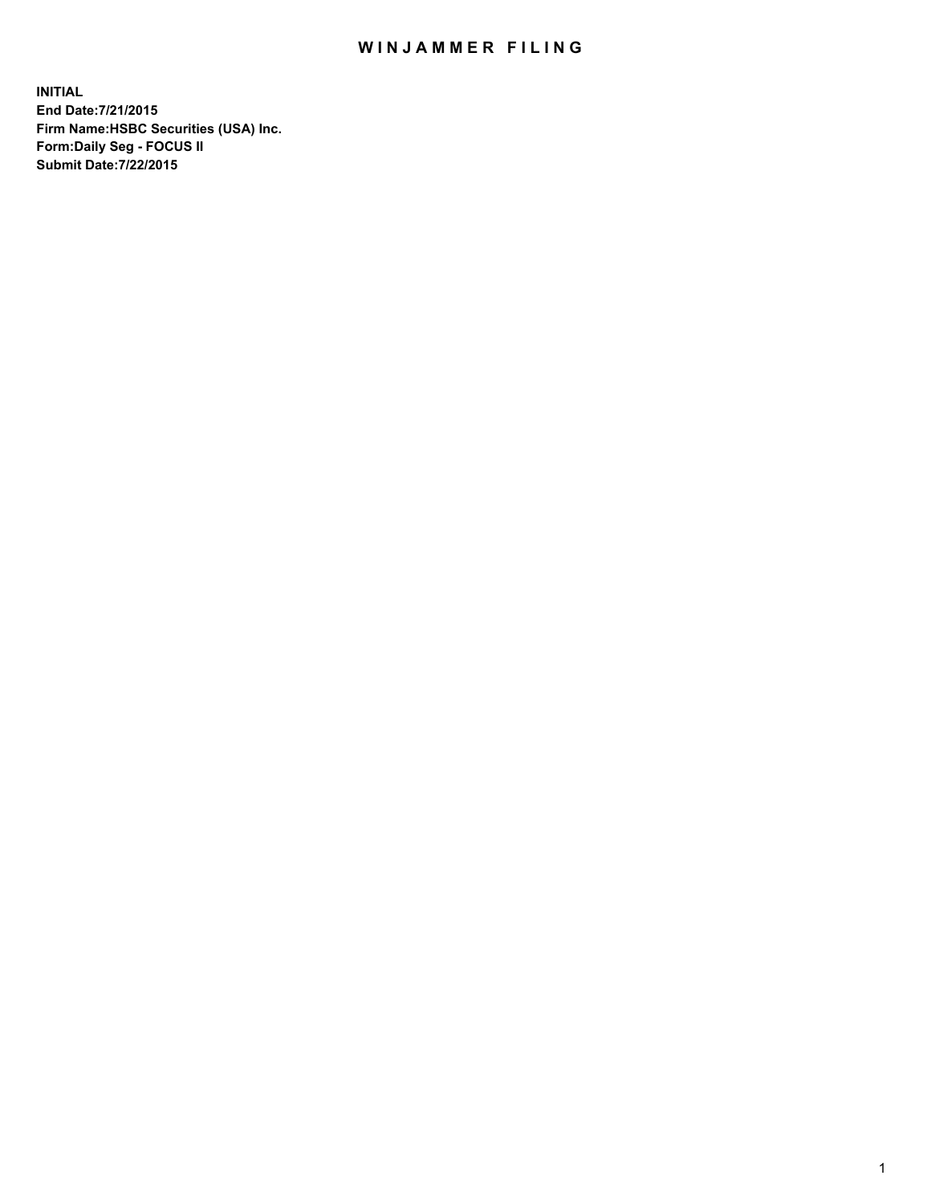# WINJAMMER FILING

**INITIAL**
**End Date:7/21/2015**
**Firm Name:HSBC Securities (USA) Inc.**
**Form:Daily Seg - FOCUS II**
**Submit Date:7/22/2015**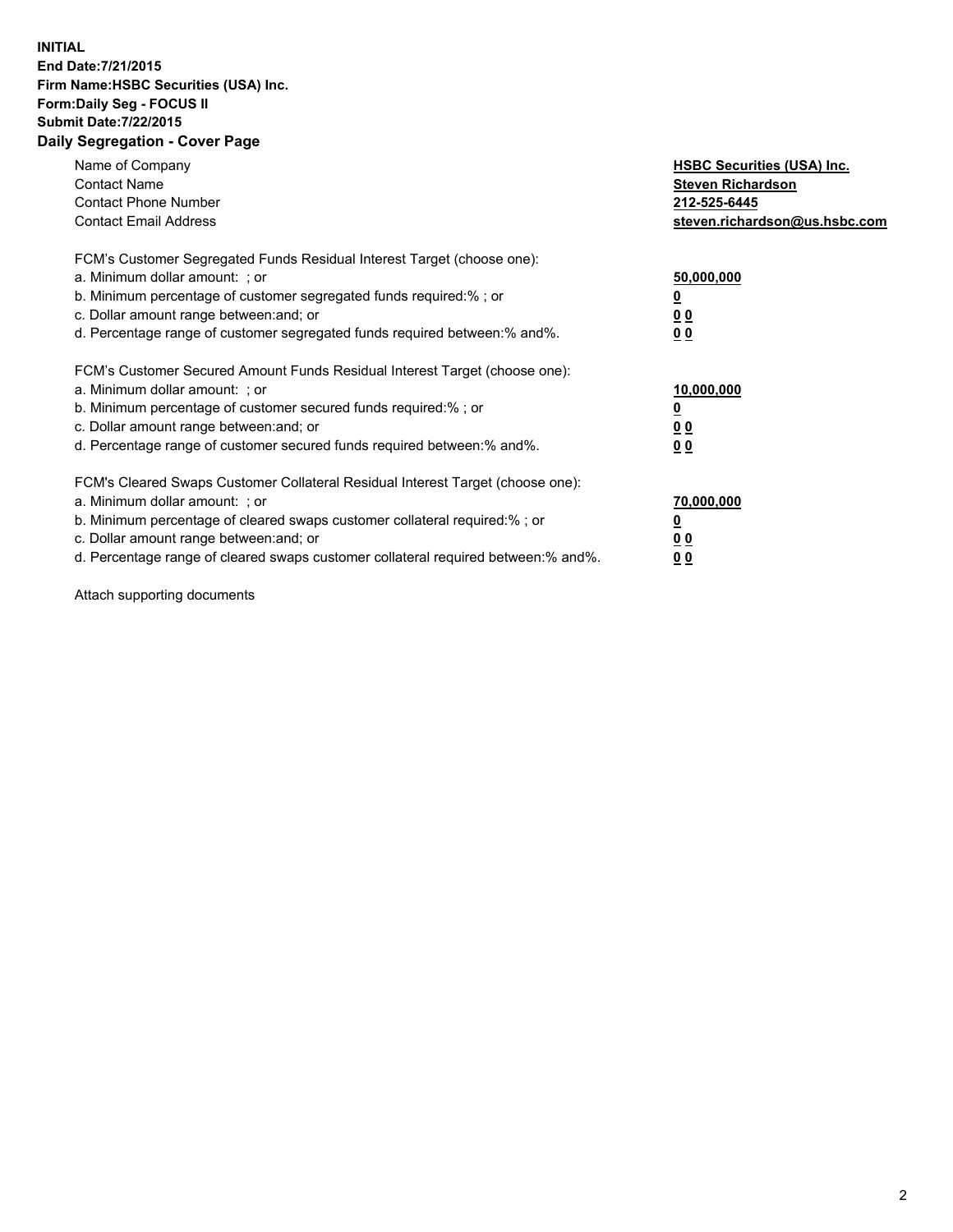**INITIAL**
**End Date:7/21/2015**
**Firm Name:HSBC Securities (USA) Inc.**
**Form:Daily Seg - FOCUS II**
**Submit Date:7/22/2015**

## Daily Segregation - Cover Page

| | |
|---|---|
| Name of Company | **HSBC Securities (USA) Inc.** |
| Contact Name | **Steven Richardson** |
| Contact Phone Number | **212-525-6445** |
| Contact Email Address | **steven.richardson@us.hsbc.com** |

| | |
|---|---|
| FCM's Customer Segregated Funds Residual Interest Target (choose one): | |
| a. Minimum dollar amount: ; or | **50,000,000** |
| b. Minimum percentage of customer segregated funds required:% ; or | **0** |
| c. Dollar amount range between:and; or | **0 0** |
| d. Percentage range of customer segregated funds required between:% and%. | **0 0** |

| | |
|---|---|
| FCM's Customer Secured Amount Funds Residual Interest Target (choose one): | |
| a. Minimum dollar amount: ; or | **10,000,000** |
| b. Minimum percentage of customer secured funds required:% ; or | **0** |
| c. Dollar amount range between:and; or | **0 0** |
| d. Percentage range of customer secured funds required between:% and%. | **0 0** |

| | |
|---|---|
| FCM's Cleared Swaps Customer Collateral Residual Interest Target (choose one): | |
| a. Minimum dollar amount: ; or | **70,000,000** |
| b. Minimum percentage of cleared swaps customer collateral required:% ; or | **0** |
| c. Dollar amount range between:and; or | **0 0** |
| d. Percentage range of cleared swaps customer collateral required between:% and%. | **0 0** |

Attach supporting documents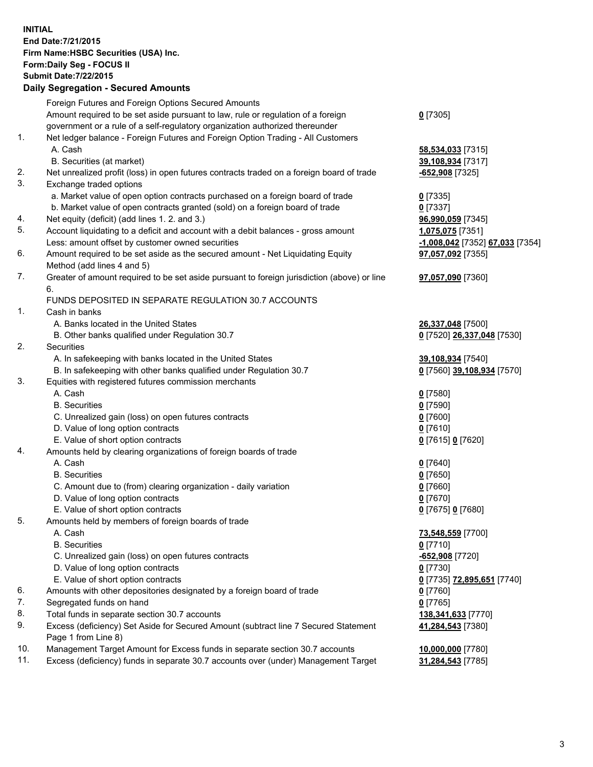**INITIAL**
**End Date:7/21/2015**
**Firm Name:HSBC Securities (USA) Inc.**
**Form:Daily Seg - FOCUS II**
**Submit Date:7/22/2015**
**Daily Segregation - Secured Amounts**

| | | |
|---|---|---|
| | Foreign Futures and Foreign Options Secured Amounts | |
| | Amount required to be set aside pursuant to law, rule or regulation of a foreign government or a rule of a self-regulatory organization authorized thereunder | **0** [7305] |
| 1. | Net ledger balance - Foreign Futures and Foreign Option Trading - All Customers | |
| | A. Cash | **58,534,033** [7315] |
| | B. Securities (at market) | **39,108,934** [7317] |
| 2. | Net unrealized profit (loss) in open futures contracts traded on a foreign board of trade | **-652,908** [7325] |
| 3. | Exchange traded options | |
| | a. Market value of open option contracts purchased on a foreign board of trade | **0** [7335] |
| | b. Market value of open contracts granted (sold) on a foreign board of trade | **0** [7337] |
| 4. | Net equity (deficit) (add lines 1. 2. and 3.) | **96,990,059** [7345] |
| 5. | Account liquidating to a deficit and account with a debit balances - gross amount | **1,075,075** [7351] |
| | Less: amount offset by customer owned securities | **-1,008,042** [7352] **67,033** [7354] |
| 6. | Amount required to be set aside as the secured amount - Net Liquidating Equity Method (add lines 4 and 5) | **97,057,092** [7355] |
| 7. | Greater of amount required to be set aside pursuant to foreign jurisdiction (above) or line 6. | **97,057,090** [7360] |
| | FUNDS DEPOSITED IN SEPARATE REGULATION 30.7 ACCOUNTS | |
| 1. | Cash in banks | |
| | A. Banks located in the United States | **26,337,048** [7500] |
| | B. Other banks qualified under Regulation 30.7 | **0** [7520] **26,337,048** [7530] |
| 2. | Securities | |
| | A. In safekeeping with banks located in the United States | **39,108,934** [7540] |
| | B. In safekeeping with other banks qualified under Regulation 30.7 | **0** [7560] **39,108,934** [7570] |
| 3. | Equities with registered futures commission merchants | |
| | A. Cash | **0** [7580] |
| | B. Securities | **0** [7590] |
| | C. Unrealized gain (loss) on open futures contracts | **0** [7600] |
| | D. Value of long option contracts | **0** [7610] |
| | E. Value of short option contracts | **0** [7615] **0** [7620] |
| 4. | Amounts held by clearing organizations of foreign boards of trade | |
| | A. Cash | **0** [7640] |
| | B. Securities | **0** [7650] |
| | C. Amount due to (from) clearing organization - daily variation | **0** [7660] |
| | D. Value of long option contracts | **0** [7670] |
| | E. Value of short option contracts | **0** [7675] **0** [7680] |
| 5. | Amounts held by members of foreign boards of trade | |
| | A. Cash | **73,548,559** [7700] |
| | B. Securities | **0** [7710] |
| | C. Unrealized gain (loss) on open futures contracts | **-652,908** [7720] |
| | D. Value of long option contracts | **0** [7730] |
| | E. Value of short option contracts | **0** [7735] **72,895,651** [7740] |
| 6. | Amounts with other depositories designated by a foreign board of trade | **0** [7760] |
| 7. | Segregated funds on hand | **0** [7765] |
| 8. | Total funds in separate section 30.7 accounts | **138,341,633** [7770] |
| 9. | Excess (deficiency) Set Aside for Secured Amount (subtract line 7 Secured Statement Page 1 from Line 8) | **41,284,543** [7380] |
| 10. | Management Target Amount for Excess funds in separate section 30.7 accounts | **10,000,000** [7780] |
| 11. | Excess (deficiency) funds in separate 30.7 accounts over (under) Management Target | **31,284,543** [7785] |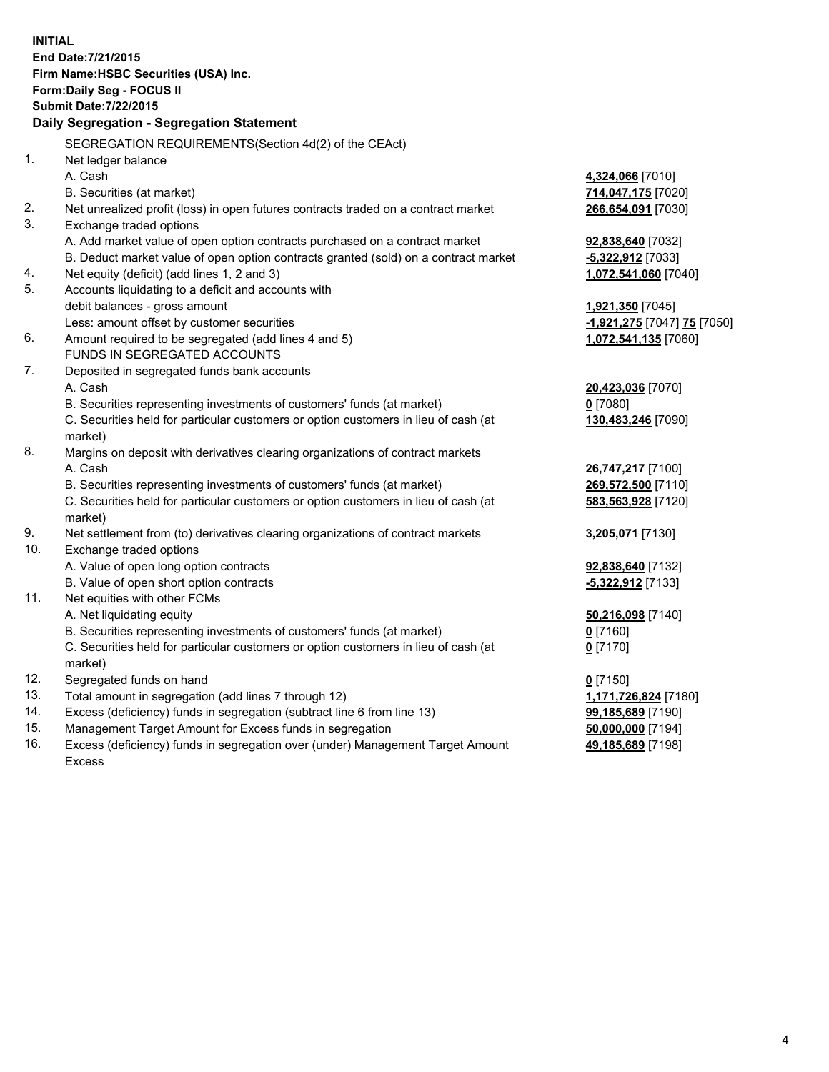**INITIAL**
**End Date:7/21/2015**
**Firm Name:HSBC Securities (USA) Inc.**
**Form:Daily Seg - FOCUS II**
**Submit Date:7/22/2015**

## Daily Segregation - Segregation Statement

SEGREGATION REQUIREMENTS(Section 4d(2) of the CEAct)

| | | |
|---|---|---|
| 1. | Net ledger balance | |
| | A. Cash | **4,324,066** [7010] |
| | B. Securities (at market) | **714,047,175** [7020] |
| 2. | Net unrealized profit (loss) in open futures contracts traded on a contract market | **266,654,091** [7030] |
| 3. | Exchange traded options | |
| | A. Add market value of open option contracts purchased on a contract market | **92,838,640** [7032] |
| | B. Deduct market value of open option contracts granted (sold) on a contract market | **-5,322,912** [7033] |
| 4. | Net equity (deficit) (add lines 1, 2 and 3) | **1,072,541,060** [7040] |
| 5. | Accounts liquidating to a deficit and accounts with | |
| | debit balances - gross amount | **1,921,350** [7045] |
| | Less: amount offset by customer securities | **-1,921,275** [7047] **75** [7050] |
| 6. | Amount required to be segregated (add lines 4 and 5) | **1,072,541,135** [7060] |
| | FUNDS IN SEGREGATED ACCOUNTS | |
| 7. | Deposited in segregated funds bank accounts | |
| | A. Cash | **20,423,036** [7070] |
| | B. Securities representing investments of customers' funds (at market) | **0** [7080] |
| | C. Securities held for particular customers or option customers in lieu of cash (at market) | **130,483,246** [7090] |
| 8. | Margins on deposit with derivatives clearing organizations of contract markets | |
| | A. Cash | **26,747,217** [7100] |
| | B. Securities representing investments of customers' funds (at market) | **269,572,500** [7110] |
| | C. Securities held for particular customers or option customers in lieu of cash (at market) | **583,563,928** [7120] |
| 9. | Net settlement from (to) derivatives clearing organizations of contract markets | **3,205,071** [7130] |
| 10. | Exchange traded options | |
| | A. Value of open long option contracts | **92,838,640** [7132] |
| | B. Value of open short option contracts | **-5,322,912** [7133] |
| 11. | Net equities with other FCMs | |
| | A. Net liquidating equity | **50,216,098** [7140] |
| | B. Securities representing investments of customers' funds (at market) | **0** [7160] |
| | C. Securities held for particular customers or option customers in lieu of cash (at market) | **0** [7170] |
| 12. | Segregated funds on hand | **0** [7150] |
| 13. | Total amount in segregation (add lines 7 through 12) | **1,171,726,824** [7180] |
| 14. | Excess (deficiency) funds in segregation (subtract line 6 from line 13) | **99,185,689** [7190] |
| 15. | Management Target Amount for Excess funds in segregation | **50,000,000** [7194] |
| 16. | Excess (deficiency) funds in segregation over (under) Management Target Amount Excess | **49,185,689** [7198] |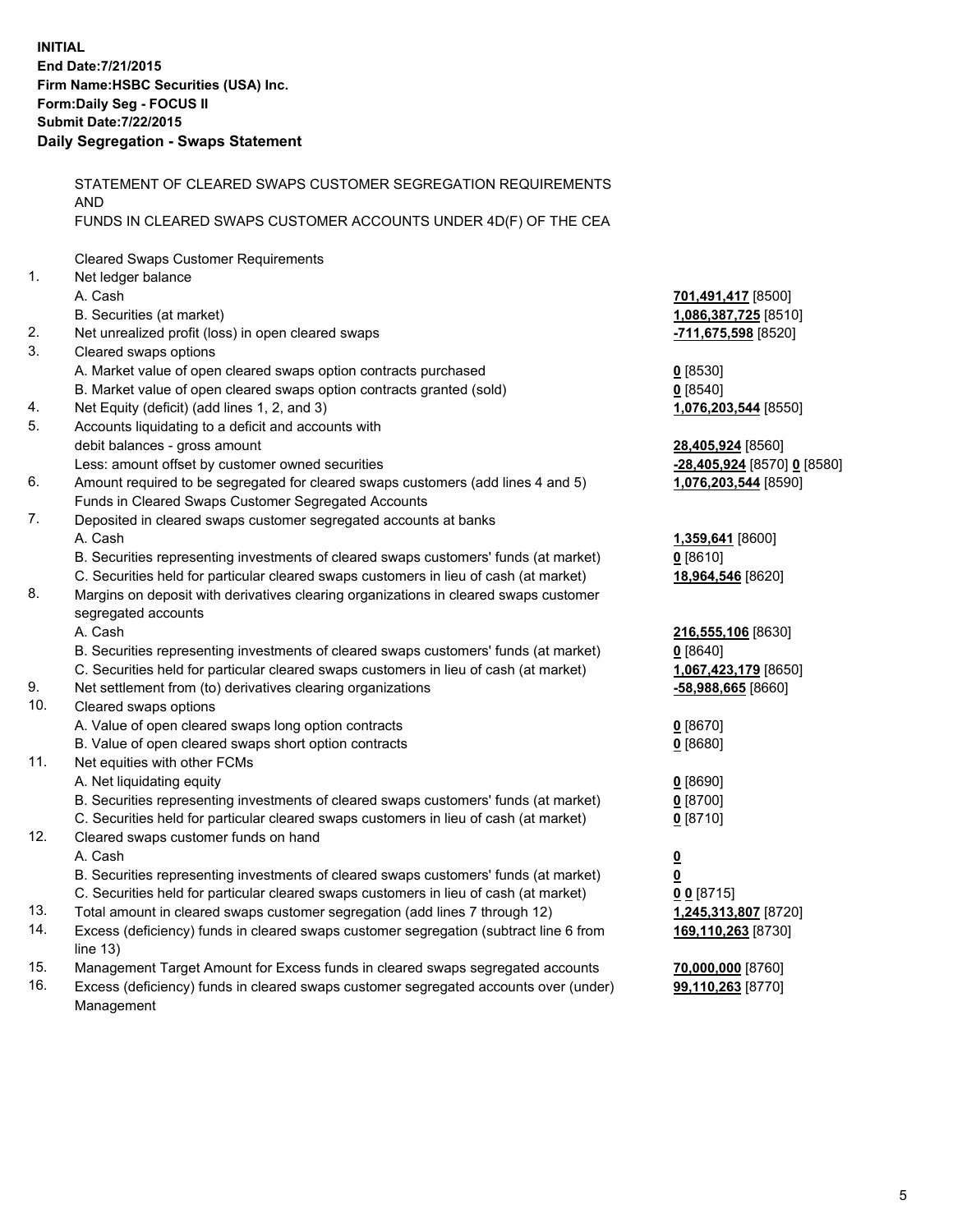**INITIAL**
**End Date:7/21/2015**
**Firm Name:HSBC Securities (USA) Inc.**
**Form:Daily Seg - FOCUS II**
**Submit Date:7/22/2015**
**Daily Segregation - Swaps Statement**

STATEMENT OF CLEARED SWAPS CUSTOMER SEGREGATION REQUIREMENTS AND FUNDS IN CLEARED SWAPS CUSTOMER ACCOUNTS UNDER 4D(F) OF THE CEA

| | | |
|---|---|---|
| | Cleared Swaps Customer Requirements | |
| 1. | Net ledger balance | |
| | A. Cash | **701,491,417** [8500] |
| | B. Securities (at market) | **1,086,387,725** [8510] |
| 2. | Net unrealized profit (loss) in open cleared swaps | **-711,675,598** [8520] |
| 3. | Cleared swaps options | |
| | A. Market value of open cleared swaps option contracts purchased | **0** [8530] |
| | B. Market value of open cleared swaps option contracts granted (sold) | **0** [8540] |
| 4. | Net Equity (deficit) (add lines 1, 2, and 3) | **1,076,203,544** [8550] |
| 5. | Accounts liquidating to a deficit and accounts with debit balances - gross amount | **28,405,924** [8560] |
| | Less: amount offset by customer owned securities | **-28,405,924** [8570] **0** [8580] |
| 6. | Amount required to be segregated for cleared swaps customers (add lines 4 and 5) | **1,076,203,544** [8590] |
| | Funds in Cleared Swaps Customer Segregated Accounts | |
| 7. | Deposited in cleared swaps customer segregated accounts at banks | |
| | A. Cash | **1,359,641** [8600] |
| | B. Securities representing investments of cleared swaps customers' funds (at market) | **0** [8610] |
| | C. Securities held for particular cleared swaps customers in lieu of cash (at market) | **18,964,546** [8620] |
| 8. | Margins on deposit with derivatives clearing organizations in cleared swaps customer segregated accounts | |
| | A. Cash | **216,555,106** [8630] |
| | B. Securities representing investments of cleared swaps customers' funds (at market) | **0** [8640] |
| | C. Securities held for particular cleared swaps customers in lieu of cash (at market) | **1,067,423,179** [8650] |
| 9. | Net settlement from (to) derivatives clearing organizations | **-58,988,665** [8660] |
| 10. | Cleared swaps options | |
| | A. Value of open cleared swaps long option contracts | **0** [8670] |
| | B. Value of open cleared swaps short option contracts | **0** [8680] |
| 11. | Net equities with other FCMs | |
| | A. Net liquidating equity | **0** [8690] |
| | B. Securities representing investments of cleared swaps customers' funds (at market) | **0** [8700] |
| | C. Securities held for particular cleared swaps customers in lieu of cash (at market) | **0** [8710] |
| 12. | Cleared swaps customer funds on hand | |
| | A. Cash | **0** |
| | B. Securities representing investments of cleared swaps customers' funds (at market) | **0** |
| | C. Securities held for particular cleared swaps customers in lieu of cash (at market) | **0** **0** [8715] |
| 13. | Total amount in cleared swaps customer segregation (add lines 7 through 12) | **1,245,313,807** [8720] |
| 14. | Excess (deficiency) funds in cleared swaps customer segregation (subtract line 6 from line 13) | **169,110,263** [8730] |
| 15. | Management Target Amount for Excess funds in cleared swaps segregated accounts | **70,000,000** [8760] |
| 16. | Excess (deficiency) funds in cleared swaps customer segregated accounts over (under) Management | **99,110,263** [8770] |